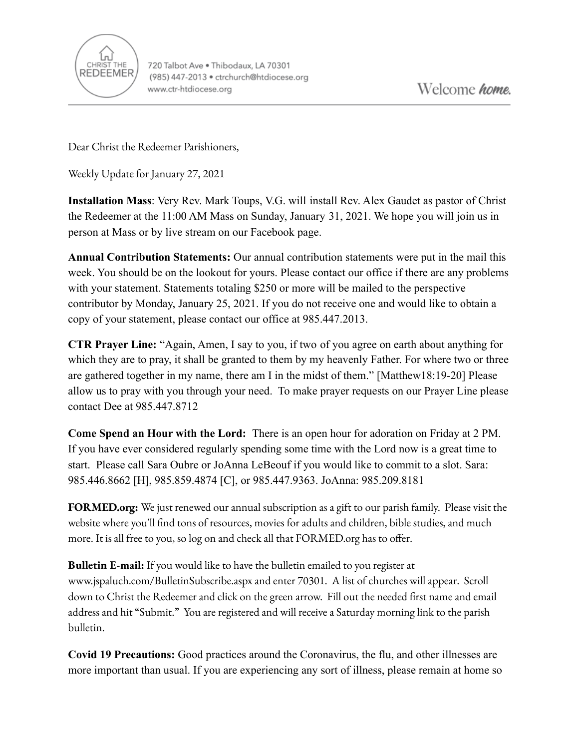CHRIST THE REDEEMER

720 Talbot Ave • Thibodaux, LA 70301
(985) 447-2013 • ctrchurch@htdiocese.org
www.ctr-htdiocese.org

Welcome *home.*

Dear Christ the Redeemer Parishioners,

Weekly Update for January 27, 2021

**Installation Mass**: Very Rev. Mark Toups, V.G. will install Rev. Alex Gaudet as pastor of Christ the Redeemer at the 11:00 AM Mass on Sunday, January 31, 2021. We hope you will join us in person at Mass or by live stream on our Facebook page.

**Annual Contribution Statements:** Our annual contribution statements were put in the mail this week. You should be on the lookout for yours. Please contact our office if there are any problems with your statement. Statements totaling $250 or more will be mailed to the perspective contributor by Monday, January 25, 2021. If you do not receive one and would like to obtain a copy of your statement, please contact our office at 985.447.2013.

**CTR Prayer Line:** "Again, Amen, I say to you, if two of you agree on earth about anything for which they are to pray, it shall be granted to them by my heavenly Father. For where two or three are gathered together in my name, there am I in the midst of them." [Matthew18:19-20] Please allow us to pray with you through your need. To make prayer requests on our Prayer Line please contact Dee at 985.447.8712

**Come Spend an Hour with the Lord:** There is an open hour for adoration on Friday at 2 PM. If you have ever considered regularly spending some time with the Lord now is a great time to start. Please call Sara Oubre or JoAnna LeBeouf if you would like to commit to a slot. Sara: 985.446.8662 [H], 985.859.4874 [C], or 985.447.9363. JoAnna: 985.209.8181

**FORMED.org:** We just renewed our annual subscription as a gift to our parish family. Please visit the website where you'll find tons of resources, movies for adults and children, bible studies, and much more. It is all free to you, so log on and check all that FORMED.org has to offer.

**Bulletin E-mail:** If you would like to have the bulletin emailed to you register at www.jspaluch.com/BulletinSubscribe.aspx and enter 70301. A list of churches will appear. Scroll down to Christ the Redeemer and click on the green arrow. Fill out the needed first name and email address and hit "Submit." You are registered and will receive a Saturday morning link to the parish bulletin.

**Covid 19 Precautions:** Good practices around the Coronavirus, the flu, and other illnesses are more important than usual. If you are experiencing any sort of illness, please remain at home so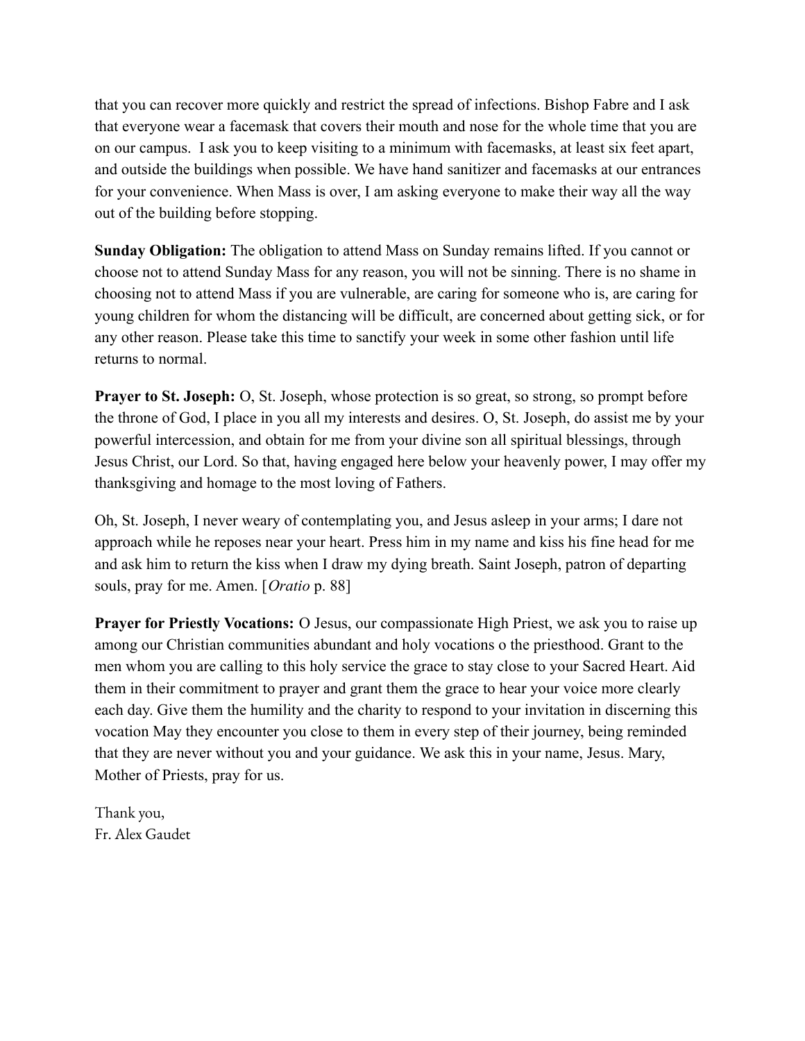that you can recover more quickly and restrict the spread of infections. Bishop Fabre and I ask that everyone wear a facemask that covers their mouth and nose for the whole time that you are on our campus. I ask you to keep visiting to a minimum with facemasks, at least six feet apart, and outside the buildings when possible. We have hand sanitizer and facemasks at our entrances for your convenience. When Mass is over, I am asking everyone to make their way all the way out of the building before stopping.

**Sunday Obligation:** The obligation to attend Mass on Sunday remains lifted. If you cannot or choose not to attend Sunday Mass for any reason, you will not be sinning. There is no shame in choosing not to attend Mass if you are vulnerable, are caring for someone who is, are caring for young children for whom the distancing will be difficult, are concerned about getting sick, or for any other reason. Please take this time to sanctify your week in some other fashion until life returns to normal.

**Prayer to St. Joseph:** O, St. Joseph, whose protection is so great, so strong, so prompt before the throne of God, I place in you all my interests and desires. O, St. Joseph, do assist me by your powerful intercession, and obtain for me from your divine son all spiritual blessings, through Jesus Christ, our Lord. So that, having engaged here below your heavenly power, I may offer my thanksgiving and homage to the most loving of Fathers.

Oh, St. Joseph, I never weary of contemplating you, and Jesus asleep in your arms; I dare not approach while he reposes near your heart. Press him in my name and kiss his fine head for me and ask him to return the kiss when I draw my dying breath. Saint Joseph, patron of departing souls, pray for me. Amen. [*Oratio* p. 88]

**Prayer for Priestly Vocations:** O Jesus, our compassionate High Priest, we ask you to raise up among our Christian communities abundant and holy vocations o the priesthood. Grant to the men whom you are calling to this holy service the grace to stay close to your Sacred Heart. Aid them in their commitment to prayer and grant them the grace to hear your voice more clearly each day. Give them the humility and the charity to respond to your invitation in discerning this vocation May they encounter you close to them in every step of their journey, being reminded that they are never without you and your guidance. We ask this in your name, Jesus. Mary, Mother of Priests, pray for us.

Thank you,
Fr. Alex Gaudet